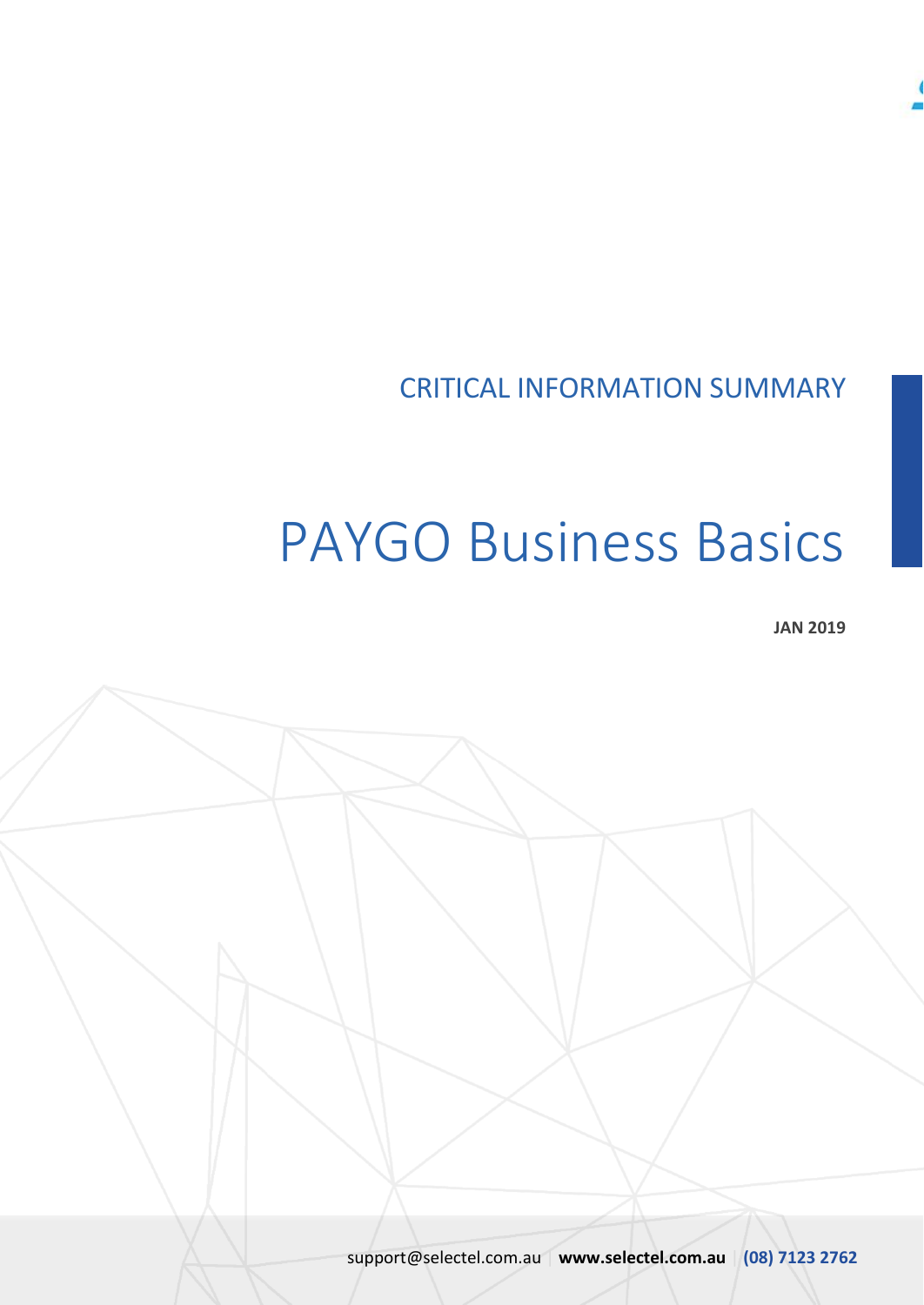CRITICAL INFORMATION SUMMARY

# PAYGO Business Basics

**JAN 2019**

support@selectel.com.au | **www.selectel.com.au** | **(08) 7123 2762**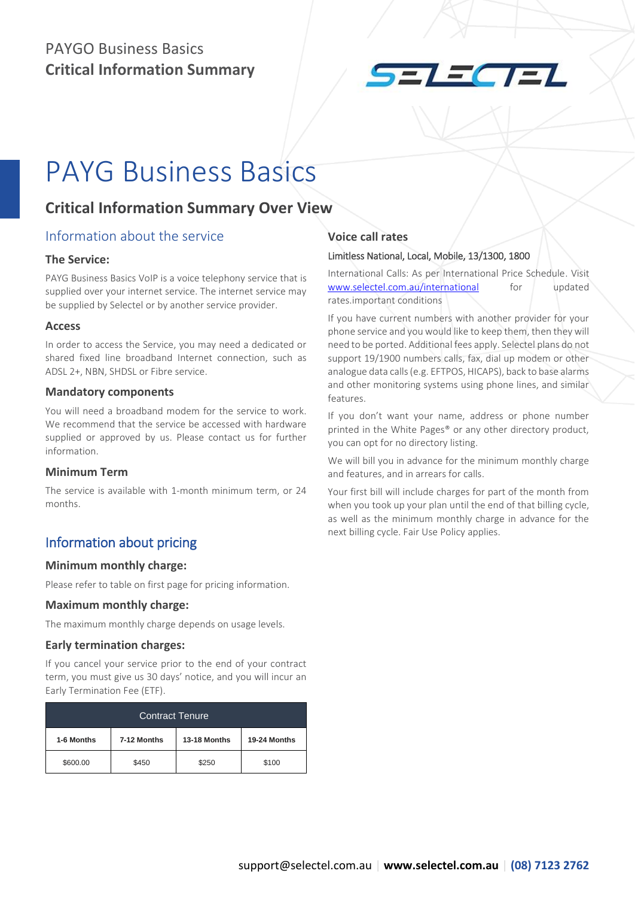PAYGO Business Basics
**Critical Information Summary**

# PAYG Business Basics

## Critical Information Summary Over View

### Information about the service

#### The Service:

PAYG Business Basics VoIP is a voice telephony service that is supplied over your internet service. The internet service may be supplied by Selectel or by another service provider.

#### Access

In order to access the Service, you may need a dedicated or shared fixed line broadband Internet connection, such as ADSL 2+, NBN, SHDSL or Fibre service.

#### Mandatory components

You will need a broadband modem for the service to work. We recommend that the service be accessed with hardware supplied or approved by us. Please contact us for further information.

#### Minimum Term

The service is available with 1-month minimum term, or 24 months.

### Information about pricing

#### Minimum monthly charge:

Please refer to table on first page for pricing information.

#### Maximum monthly charge:

The maximum monthly charge depends on usage levels.

#### Early termination charges:

If you cancel your service prior to the end of your contract term, you must give us 30 days' notice, and you will incur an Early Termination Fee (ETF).

| Contract Tenure | | | |
|---|---|---|---|
| 1-6 Months | 7-12 Months | 13-18 Months | 19-24 Months |
| $600.00 | $450 | $250 | $100 |

#### Voice call rates

Limitless National, Local, Mobile, 13/1300, 1800

International Calls: As per International Price Schedule. Visit www.selectel.com.au/international for updated rates.important conditions

If you have current numbers with another provider for your phone service and you would like to keep them, then they will need to be ported. Additional fees apply. Selectel plans do not support 19/1900 numbers calls, fax, dial up modem or other analogue data calls (e.g. EFTPOS, HICAPS), back to base alarms and other monitoring systems using phone lines, and similar features.

If you don't want your name, address or phone number printed in the White Pages® or any other directory product, you can opt for no directory listing.

We will bill you in advance for the minimum monthly charge and features, and in arrears for calls.

Your first bill will include charges for part of the month from when you took up your plan until the end of that billing cycle, as well as the minimum monthly charge in advance for the next billing cycle. Fair Use Policy applies.

support@selectel.com.au | **www.selectel.com.au** | **(08) 7123 2762**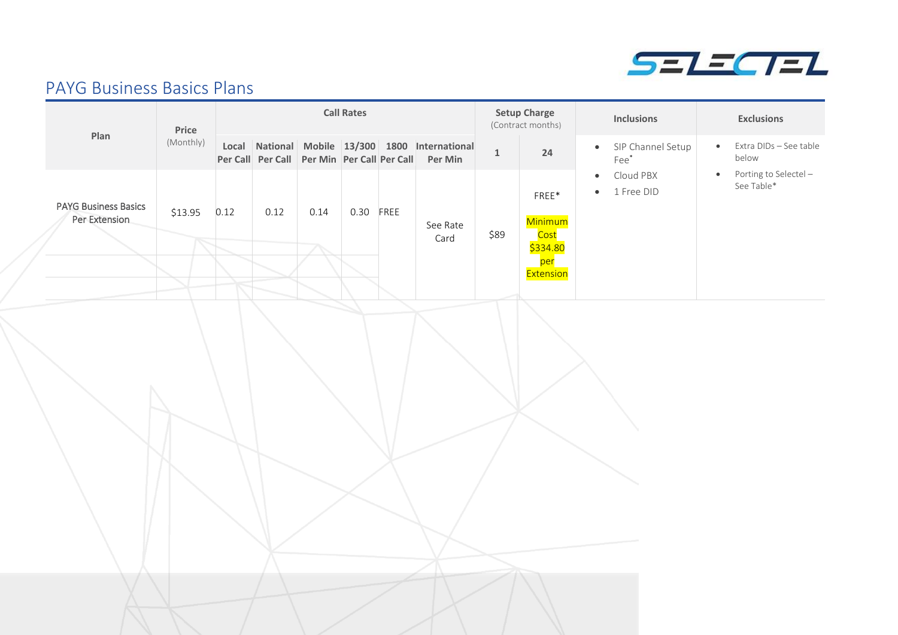## PAYG Business Basics Plans

| Plan | Price (Monthly) | Call Rates | | | | | | Setup Charge (Contract months) | | Inclusions | Exclusions |
|---|---|---|---|---|---|---|---|---|---|---|---|
| | | Local Per Call | National Per Call | Mobile Per Min | 13/300 Per Call | 1800 Per Call | International Per Min | 1 | 24 | | |
| PAYG Business Basics Per Extension | $13.95 | 0.12 | 0.12 | 0.14 | 0.30 | FREE | See Rate Card | $89 | FREE* Minimum Cost $334.80 per Extension | • SIP Channel Setup Fee* <br> • Cloud PBX <br> • 1 Free DID | • Extra DIDs – See table below <br> • Porting to Selectel – See Table* |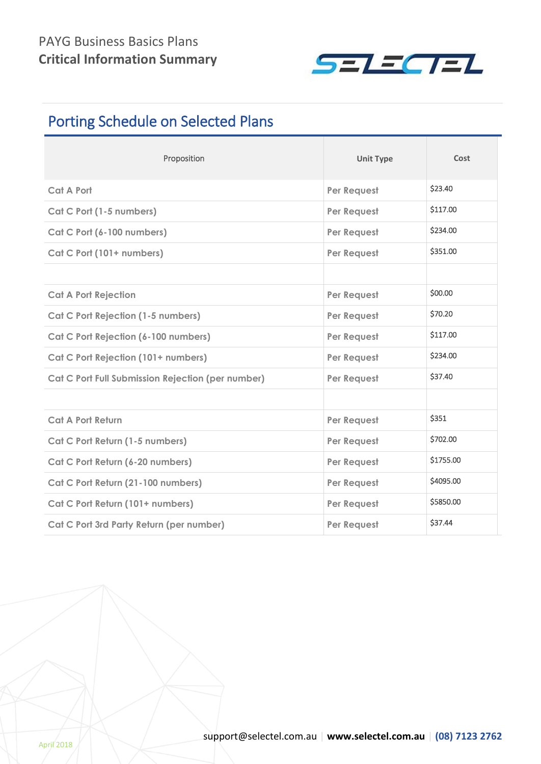## Porting Schedule on Selected Plans

| Proposition | Unit Type | Cost |
| --- | --- | --- |
| Cat A Port | Per Request | $23.40 |
| Cat C Port (1-5 numbers) | Per Request | $117.00 |
| Cat C Port (6-100 numbers) | Per Request | $234.00 |
| Cat C Port (101+ numbers) | Per Request | $351.00 |
| | | |
| Cat A Port Rejection | Per Request | $00.00 |
| Cat C Port Rejection (1-5 numbers) | Per Request | $70.20 |
| Cat C Port Rejection (6-100 numbers) | Per Request | $117.00 |
| Cat C Port Rejection (101+ numbers) | Per Request | $234.00 |
| Cat C Port Full Submission Rejection (per number) | Per Request | $37.40 |
| | | |
| Cat A Port Return | Per Request | $351 |
| Cat C Port Return (1-5 numbers) | Per Request | $702.00 |
| Cat C Port Return (6-20 numbers) | Per Request | $1755.00 |
| Cat C Port Return (21-100 numbers) | Per Request | $4095.00 |
| Cat C Port Return (101+ numbers) | Per Request | $5850.00 |
| Cat C Port 3rd Party Return (per number) | Per Request | $37.44 |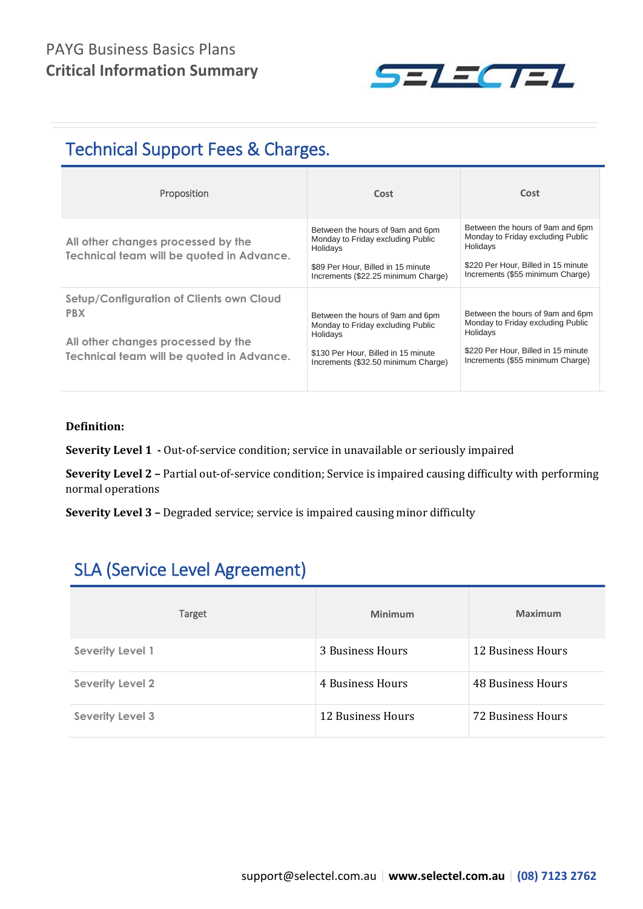## Technical Support Fees & Charges.

| Proposition | Cost | Cost |
|---|---|---|
| All other changes processed by the Technical team will be quoted in Advance. | Between the hours of 9am and 6pm Monday to Friday excluding Public Holidays<br><br>$89 Per Hour, Billed in 15 minute Increments ($22.25 minimum Charge) | Between the hours of 9am and 6pm Monday to Friday excluding Public Holidays<br><br>$220 Per Hour, Billed in 15 minute Increments ($55 minimum Charge) |
| Setup/Configuration of Clients own Cloud PBX<br><br>All other changes processed by the Technical team will be quoted in Advance. | Between the hours of 9am and 6pm Monday to Friday excluding Public Holidays<br><br>$130 Per Hour, Billed in 15 minute Increments ($32.50 minimum Charge) | Between the hours of 9am and 6pm Monday to Friday excluding Public Holidays<br><br>$220 Per Hour, Billed in 15 minute Increments ($55 minimum Charge) |

**Definition:**

**Severity Level 1 -** Out-of-service condition; service in unavailable or seriously impaired

**Severity Level 2 –** Partial out-of-service condition; Service is impaired causing difficulty with performing normal operations

**Severity Level 3 –** Degraded service; service is impaired causing minor difficulty

## SLA (Service Level Agreement)

| Target | Minimum | Maximum |
|---|---|---|
| Severity Level 1 | 3 Business Hours | 12 Business Hours |
| Severity Level 2 | 4 Business Hours | 48 Business Hours |
| Severity Level 3 | 12 Business Hours | 72 Business Hours |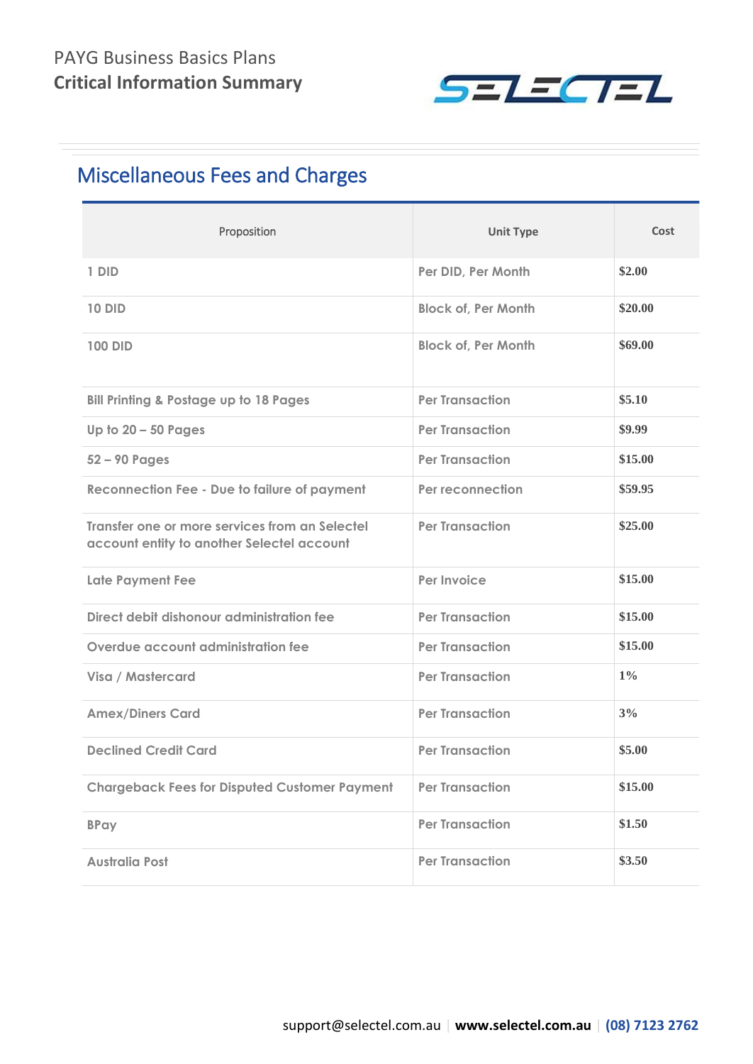## Miscellaneous Fees and Charges

| Proposition | Unit Type | Cost |
|---|---|---|
| 1 DID | Per DID, Per Month | $2.00 |
| 10 DID | Block of, Per Month | $20.00 |
| 100 DID | Block of, Per Month | $69.00 |
| Bill Printing & Postage up to 18 Pages | Per Transaction | $5.10 |
| Up to 20 – 50 Pages | Per Transaction | $9.99 |
| 52 – 90 Pages | Per Transaction | $15.00 |
| Reconnection Fee - Due to failure of payment | Per reconnection | $59.95 |
| Transfer one or more services from an Selectel account entity to another Selectel account | Per Transaction | $25.00 |
| Late Payment Fee | Per Invoice | $15.00 |
| Direct debit dishonour administration fee | Per Transaction | $15.00 |
| Overdue account administration fee | Per Transaction | $15.00 |
| Visa / Mastercard | Per Transaction | 1% |
| Amex/Diners Card | Per Transaction | 3% |
| Declined Credit Card | Per Transaction | $5.00 |
| Chargeback Fees for Disputed Customer Payment | Per Transaction | $15.00 |
| BPay | Per Transaction | $1.50 |
| Australia Post | Per Transaction | $3.50 |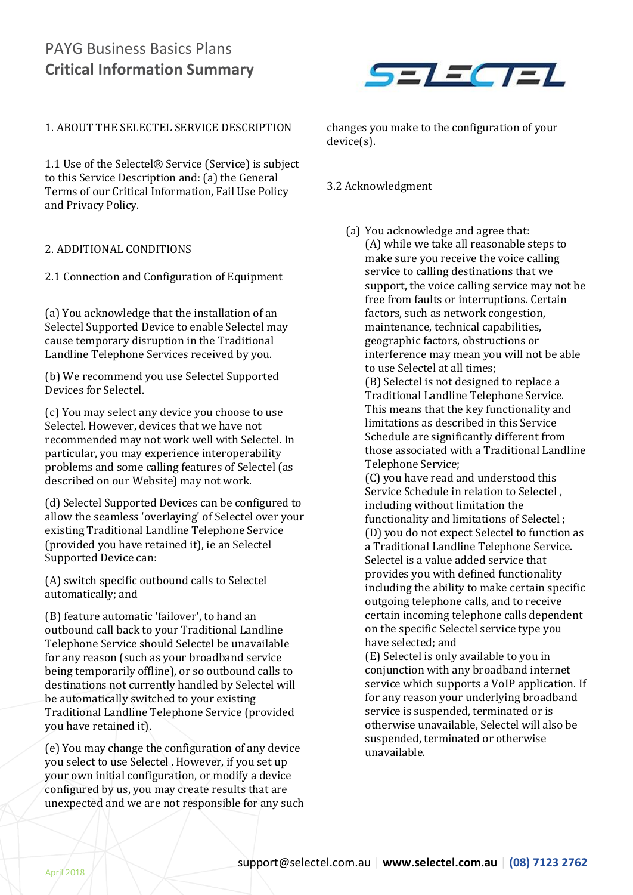1. ABOUT THE SELECTEL SERVICE DESCRIPTION

1.1 Use of the Selectel® Service (Service) is subject to this Service Description and: (a) the General Terms of our Critical Information, Fail Use Policy and Privacy Policy.

2. ADDITIONAL CONDITIONS

2.1 Connection and Configuration of Equipment

(a) You acknowledge that the installation of an Selectel Supported Device to enable Selectel may cause temporary disruption in the Traditional Landline Telephone Services received by you.

(b) We recommend you use Selectel Supported Devices for Selectel.

(c) You may select any device you choose to use Selectel. However, devices that we have not recommended may not work well with Selectel. In particular, you may experience interoperability problems and some calling features of Selectel (as described on our Website) may not work.

(d) Selectel Supported Devices can be configured to allow the seamless 'overlaying' of Selectel over your existing Traditional Landline Telephone Service (provided you have retained it), ie an Selectel Supported Device can:

(A) switch specific outbound calls to Selectel automatically; and

(B) feature automatic 'failover', to hand an outbound call back to your Traditional Landline Telephone Service should Selectel be unavailable for any reason (such as your broadband service being temporarily offline), or so outbound calls to destinations not currently handled by Selectel will be automatically switched to your existing Traditional Landline Telephone Service (provided you have retained it).

(e) You may change the configuration of any device you select to use Selectel . However, if you set up your own initial configuration, or modify a device configured by us, you may create results that are unexpected and we are not responsible for any such changes you make to the configuration of your device(s).

3.2 Acknowledgment

(a) You acknowledge and agree that:
(A) while we take all reasonable steps to make sure you receive the voice calling service to calling destinations that we support, the voice calling service may not be free from faults or interruptions. Certain factors, such as network congestion, maintenance, technical capabilities, geographic factors, obstructions or interference may mean you will not be able to use Selectel at all times;
(B) Selectel is not designed to replace a Traditional Landline Telephone Service. This means that the key functionality and limitations as described in this Service Schedule are significantly different from those associated with a Traditional Landline Telephone Service;
(C) you have read and understood this Service Schedule in relation to Selectel , including without limitation the functionality and limitations of Selectel ;
(D) you do not expect Selectel to function as a Traditional Landline Telephone Service. Selectel is a value added service that provides you with defined functionality including the ability to make certain specific outgoing telephone calls, and to receive certain incoming telephone calls dependent on the specific Selectel service type you have selected; and
(E) Selectel is only available to you in conjunction with any broadband internet service which supports a VoIP application. If for any reason your underlying broadband service is suspended, terminated or is otherwise unavailable, Selectel will also be suspended, terminated or otherwise unavailable.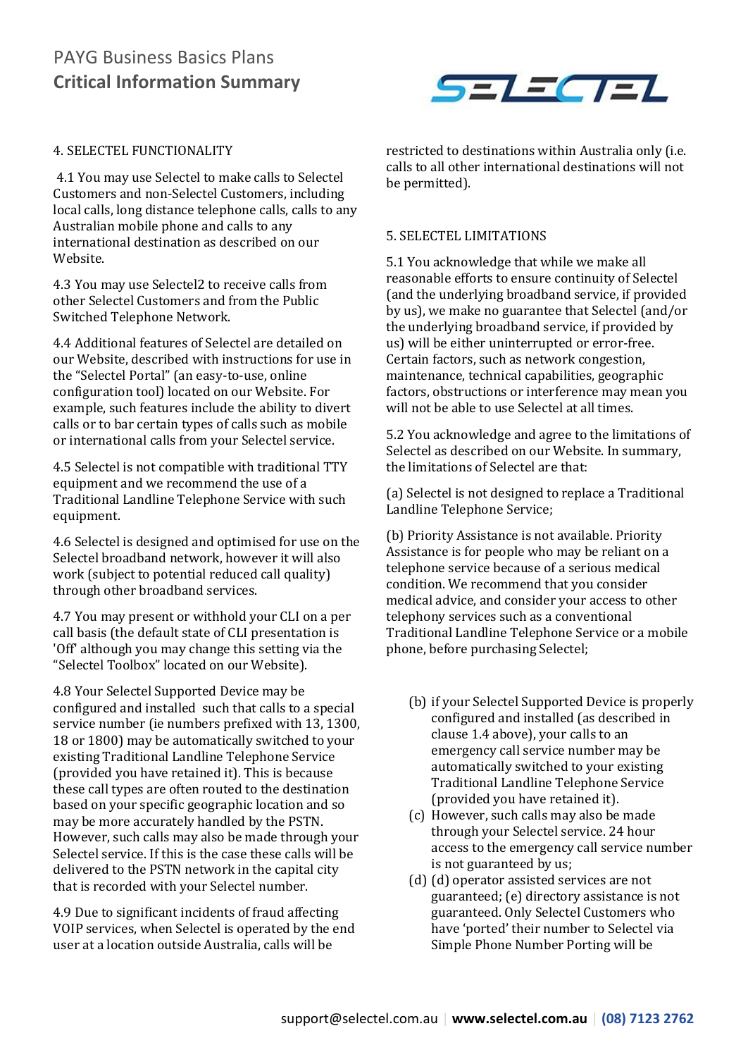## 4. SELECTEL FUNCTIONALITY

4.1 You may use Selectel to make calls to Selectel Customers and non-Selectel Customers, including local calls, long distance telephone calls, calls to any Australian mobile phone and calls to any international destination as described on our Website.

4.3 You may use Selectel2 to receive calls from other Selectel Customers and from the Public Switched Telephone Network.

4.4 Additional features of Selectel are detailed on our Website, described with instructions for use in the "Selectel Portal" (an easy-to-use, online configuration tool) located on our Website. For example, such features include the ability to divert calls or to bar certain types of calls such as mobile or international calls from your Selectel service.

4.5 Selectel is not compatible with traditional TTY equipment and we recommend the use of a Traditional Landline Telephone Service with such equipment.

4.6 Selectel is designed and optimised for use on the Selectel broadband network, however it will also work (subject to potential reduced call quality) through other broadband services.

4.7 You may present or withhold your CLI on a per call basis (the default state of CLI presentation is 'Off' although you may change this setting via the "Selectel Toolbox" located on our Website).

4.8 Your Selectel Supported Device may be configured and installed such that calls to a special service number (ie numbers prefixed with 13, 1300, 18 or 1800) may be automatically switched to your existing Traditional Landline Telephone Service (provided you have retained it). This is because these call types are often routed to the destination based on your specific geographic location and so may be more accurately handled by the PSTN. However, such calls may also be made through your Selectel service. If this is the case these calls will be delivered to the PSTN network in the capital city that is recorded with your Selectel number.

4.9 Due to significant incidents of fraud affecting VOIP services, when Selectel is operated by the end user at a location outside Australia, calls will be restricted to destinations within Australia only (i.e. calls to all other international destinations will not be permitted).

## 5. SELECTEL LIMITATIONS

5.1 You acknowledge that while we make all reasonable efforts to ensure continuity of Selectel (and the underlying broadband service, if provided by us), we make no guarantee that Selectel (and/or the underlying broadband service, if provided by us) will be either uninterrupted or error-free. Certain factors, such as network congestion, maintenance, technical capabilities, geographic factors, obstructions or interference may mean you will not be able to use Selectel at all times.

5.2 You acknowledge and agree to the limitations of Selectel as described on our Website. In summary, the limitations of Selectel are that:

(a) Selectel is not designed to replace a Traditional Landline Telephone Service;

(b) Priority Assistance is not available. Priority Assistance is for people who may be reliant on a telephone service because of a serious medical condition. We recommend that you consider medical advice, and consider your access to other telephony services such as a conventional Traditional Landline Telephone Service or a mobile phone, before purchasing Selectel;

(b) if your Selectel Supported Device is properly configured and installed (as described in clause 1.4 above), your calls to an emergency call service number may be automatically switched to your existing Traditional Landline Telephone Service (provided you have retained it).

(c) However, such calls may also be made through your Selectel service. 24 hour access to the emergency call service number is not guaranteed by us;

(d) (d) operator assisted services are not guaranteed; (e) directory assistance is not guaranteed. Only Selectel Customers who have 'ported' their number to Selectel via Simple Phone Number Porting will be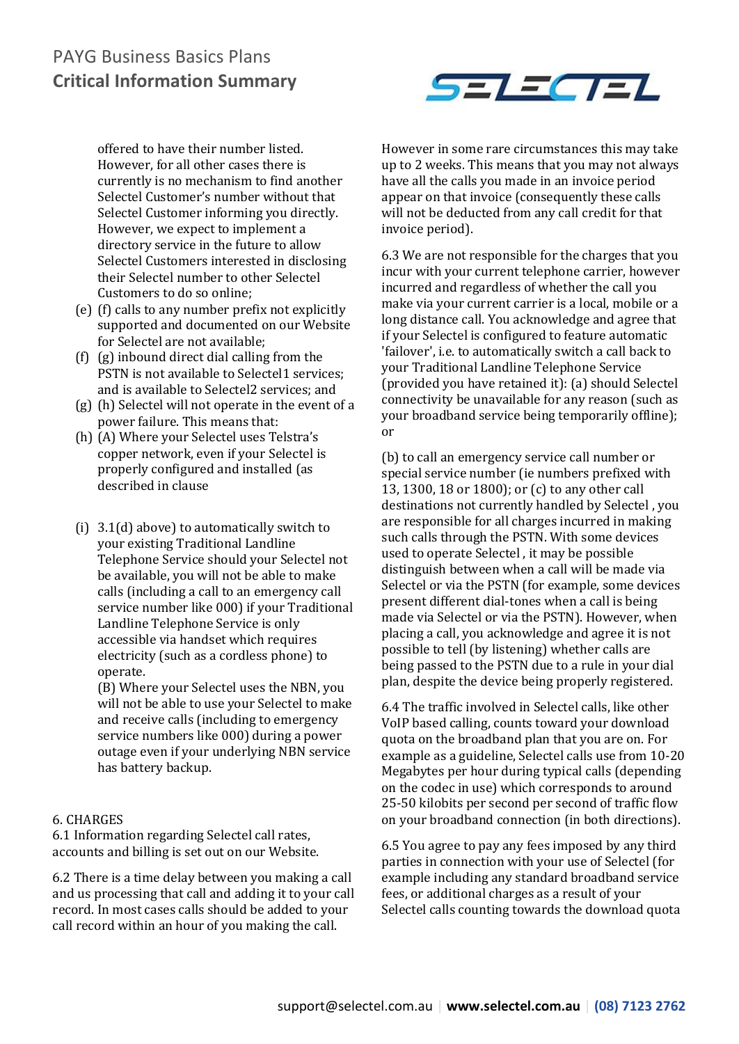offered to have their number listed. However, for all other cases there is currently is no mechanism to find another Selectel Customer's number without that Selectel Customer informing you directly. However, we expect to implement a directory service in the future to allow Selectel Customers interested in disclosing their Selectel number to other Selectel Customers to do so online;

(e) (f) calls to any number prefix not explicitly supported and documented on our Website for Selectel are not available;

(f) (g) inbound direct dial calling from the PSTN is not available to Selectel1 services; and is available to Selectel2 services; and

(g) (h) Selectel will not operate in the event of a power failure. This means that:

(h) (A) Where your Selectel uses Telstra's copper network, even if your Selectel is properly configured and installed (as described in clause

(i) 3.1(d) above) to automatically switch to your existing Traditional Landline Telephone Service should your Selectel not be available, you will not be able to make calls (including a call to an emergency call service number like 000) if your Traditional Landline Telephone Service is only accessible via handset which requires electricity (such as a cordless phone) to operate.

(B) Where your Selectel uses the NBN, you will not be able to use your Selectel to make and receive calls (including to emergency service numbers like 000) during a power outage even if your underlying NBN service has battery backup.

6. CHARGES

6.1 Information regarding Selectel call rates, accounts and billing is set out on our Website.

6.2 There is a time delay between you making a call and us processing that call and adding it to your call record. In most cases calls should be added to your call record within an hour of you making the call. However in some rare circumstances this may take up to 2 weeks. This means that you may not always have all the calls you made in an invoice period appear on that invoice (consequently these calls will not be deducted from any call credit for that invoice period).

6.3 We are not responsible for the charges that you incur with your current telephone carrier, however incurred and regardless of whether the call you make via your current carrier is a local, mobile or a long distance call. You acknowledge and agree that if your Selectel is configured to feature automatic 'failover', i.e. to automatically switch a call back to your Traditional Landline Telephone Service (provided you have retained it): (a) should Selectel connectivity be unavailable for any reason (such as your broadband service being temporarily offline); or

(b) to call an emergency service call number or special service number (ie numbers prefixed with 13, 1300, 18 or 1800); or (c) to any other call destinations not currently handled by Selectel , you are responsible for all charges incurred in making such calls through the PSTN. With some devices used to operate Selectel , it may be possible distinguish between when a call will be made via Selectel or via the PSTN (for example, some devices present different dial-tones when a call is being made via Selectel or via the PSTN). However, when placing a call, you acknowledge and agree it is not possible to tell (by listening) whether calls are being passed to the PSTN due to a rule in your dial plan, despite the device being properly registered.

6.4 The traffic involved in Selectel calls, like other VoIP based calling, counts toward your download quota on the broadband plan that you are on. For example as a guideline, Selectel calls use from 10-20 Megabytes per hour during typical calls (depending on the codec in use) which corresponds to around 25-50 kilobits per second per second of traffic flow on your broadband connection (in both directions).

6.5 You agree to pay any fees imposed by any third parties in connection with your use of Selectel (for example including any standard broadband service fees, or additional charges as a result of your Selectel calls counting towards the download quota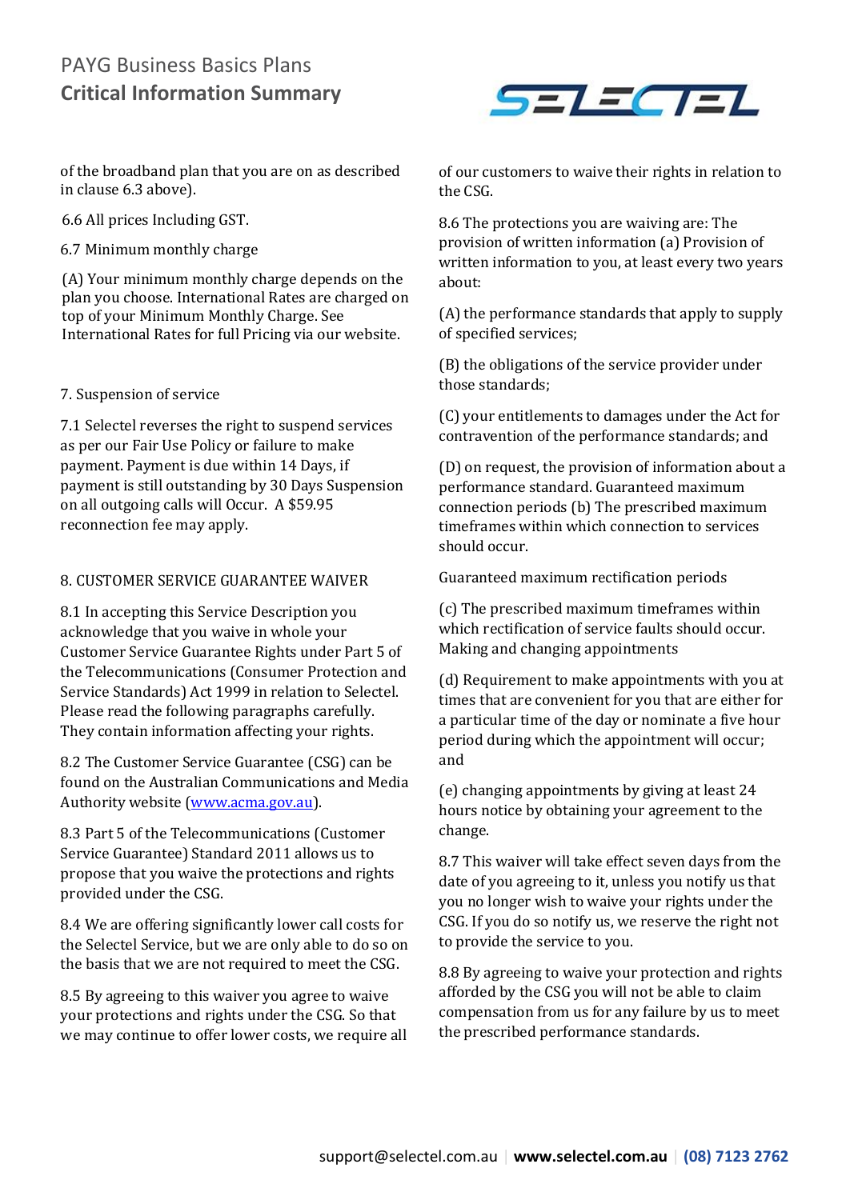of the broadband plan that you are on as described in clause 6.3 above).

6.6 All prices Including GST.

6.7 Minimum monthly charge

(A) Your minimum monthly charge depends on the plan you choose. International Rates are charged on top of your Minimum Monthly Charge. See International Rates for full Pricing via our website.

7. Suspension of service

7.1 Selectel reverses the right to suspend services as per our Fair Use Policy or failure to make payment. Payment is due within 14 Days, if payment is still outstanding by 30 Days Suspension on all outgoing calls will Occur. A $59.95 reconnection fee may apply.

8. CUSTOMER SERVICE GUARANTEE WAIVER

8.1 In accepting this Service Description you acknowledge that you waive in whole your Customer Service Guarantee Rights under Part 5 of the Telecommunications (Consumer Protection and Service Standards) Act 1999 in relation to Selectel. Please read the following paragraphs carefully. They contain information affecting your rights.

8.2 The Customer Service Guarantee (CSG) can be found on the Australian Communications and Media Authority website ([www.acma.gov.au](http://www.acma.gov.au)).

8.3 Part 5 of the Telecommunications (Customer Service Guarantee) Standard 2011 allows us to propose that you waive the protections and rights provided under the CSG.

8.4 We are offering significantly lower call costs for the Selectel Service, but we are only able to do so on the basis that we are not required to meet the CSG.

8.5 By agreeing to this waiver you agree to waive your protections and rights under the CSG. So that we may continue to offer lower costs, we require all of our customers to waive their rights in relation to the CSG.

8.6 The protections you are waiving are: The provision of written information (a) Provision of written information to you, at least every two years about:

(A) the performance standards that apply to supply of specified services;

(B) the obligations of the service provider under those standards;

(C) your entitlements to damages under the Act for contravention of the performance standards; and

(D) on request, the provision of information about a performance standard. Guaranteed maximum connection periods (b) The prescribed maximum timeframes within which connection to services should occur.

Guaranteed maximum rectification periods

(c) The prescribed maximum timeframes within which rectification of service faults should occur. Making and changing appointments

(d) Requirement to make appointments with you at times that are convenient for you that are either for a particular time of the day or nominate a five hour period during which the appointment will occur; and

(e) changing appointments by giving at least 24 hours notice by obtaining your agreement to the change.

8.7 This waiver will take effect seven days from the date of you agreeing to it, unless you notify us that you no longer wish to waive your rights under the CSG. If you do so notify us, we reserve the right not to provide the service to you.

8.8 By agreeing to waive your protection and rights afforded by the CSG you will not be able to claim compensation from us for any failure by us to meet the prescribed performance standards.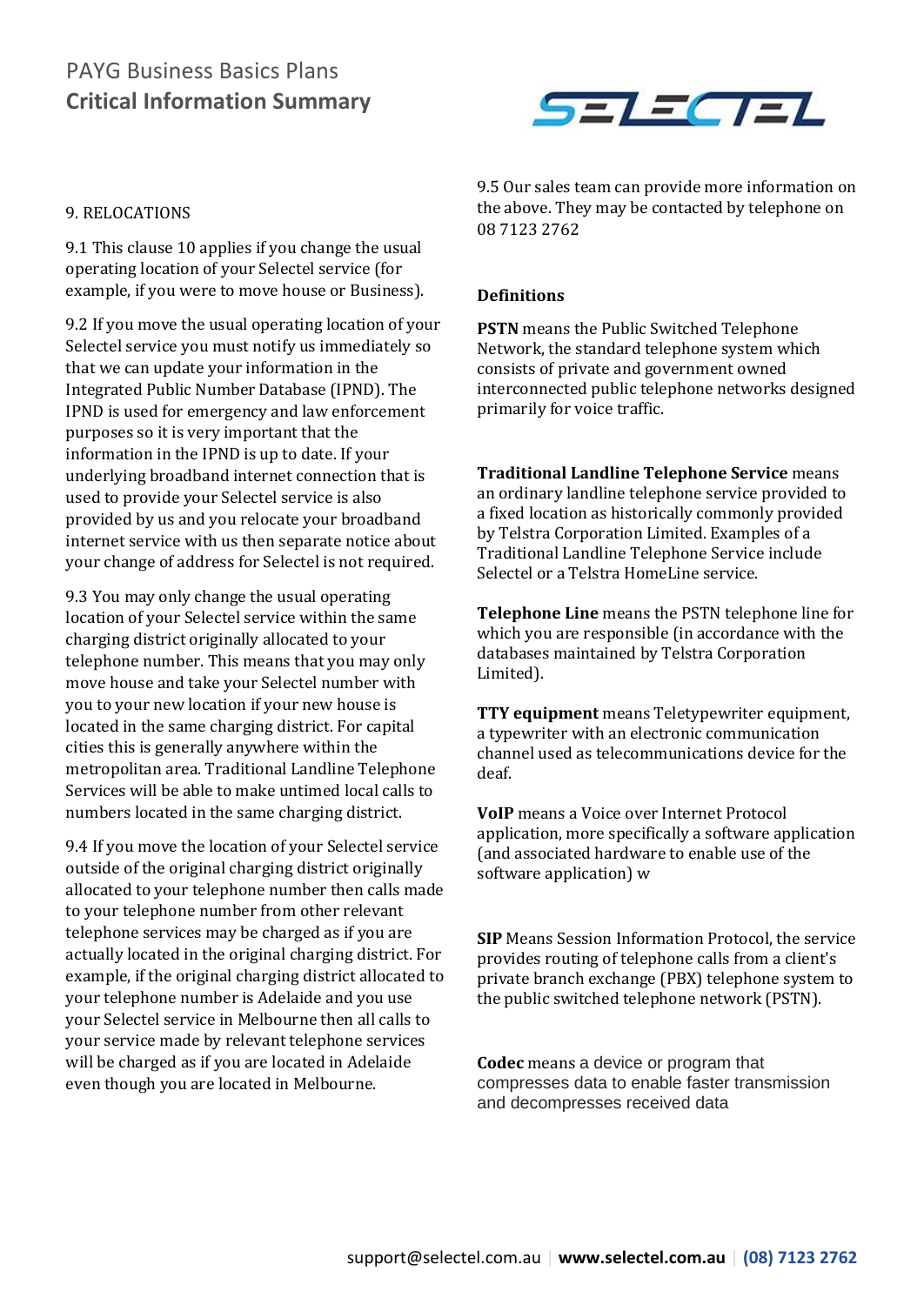## 9. RELOCATIONS

9.1 This clause 10 applies if you change the usual operating location of your Selectel service (for example, if you were to move house or Business).

9.2 If you move the usual operating location of your Selectel service you must notify us immediately so that we can update your information in the Integrated Public Number Database (IPND). The IPND is used for emergency and law enforcement purposes so it is very important that the information in the IPND is up to date. If your underlying broadband internet connection that is used to provide your Selectel service is also provided by us and you relocate your broadband internet service with us then separate notice about your change of address for Selectel is not required.

9.3 You may only change the usual operating location of your Selectel service within the same charging district originally allocated to your telephone number. This means that you may only move house and take your Selectel number with you to your new location if your new house is located in the same charging district. For capital cities this is generally anywhere within the metropolitan area. Traditional Landline Telephone Services will be able to make untimed local calls to numbers located in the same charging district.

9.4 If you move the location of your Selectel service outside of the original charging district originally allocated to your telephone number then calls made to your telephone number from other relevant telephone services may be charged as if you are actually located in the original charging district. For example, if the original charging district allocated to your telephone number is Adelaide and you use your Selectel service in Melbourne then all calls to your service made by relevant telephone services will be charged as if you are located in Adelaide even though you are located in Melbourne.

9.5 Our sales team can provide more information on the above. They may be contacted by telephone on 08 7123 2762

## Definitions

**PSTN** means the Public Switched Telephone Network, the standard telephone system which consists of private and government owned interconnected public telephone networks designed primarily for voice traffic.

**Traditional Landline Telephone Service** means an ordinary landline telephone service provided to a fixed location as historically commonly provided by Telstra Corporation Limited. Examples of a Traditional Landline Telephone Service include Selectel or a Telstra HomeLine service.

**Telephone Line** means the PSTN telephone line for which you are responsible (in accordance with the databases maintained by Telstra Corporation Limited).

**TTY equipment** means Teletypewriter equipment, a typewriter with an electronic communication channel used as telecommunications device for the deaf.

**VoIP** means a Voice over Internet Protocol application, more specifically a software application (and associated hardware to enable use of the software application) w

**SIP** Means Session Information Protocol, the service provides routing of telephone calls from a client's private branch exchange (PBX) telephone system to the public switched telephone network (PSTN).

**Codec** means a device or program that compresses data to enable faster transmission and decompresses received data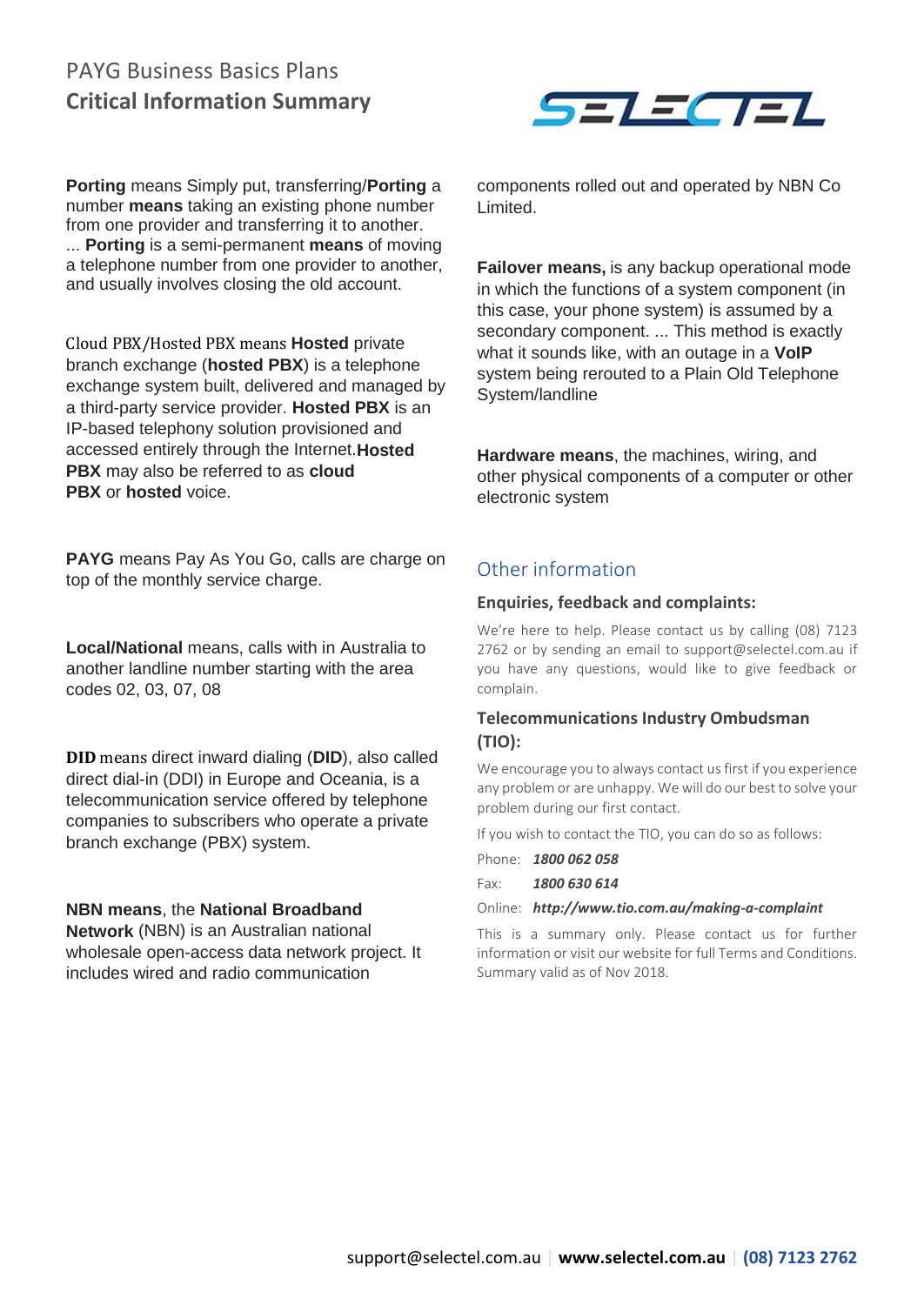# PAYG Business Basics Plans

## Critical Information Summary

**Porting** means Simply put, transferring/**Porting** a number **means** taking an existing phone number from one provider and transferring it to another. ... **Porting** is a semi-permanent **means** of moving a telephone number from one provider to another, and usually involves closing the old account.

Cloud PBX/Hosted PBX means **Hosted** private branch exchange (**hosted PBX**) is a telephone exchange system built, delivered and managed by a third-party service provider. **Hosted PBX** is an IP-based telephony solution provisioned and accessed entirely through the Internet.**Hosted PBX** may also be referred to as **cloud PBX** or **hosted** voice.

**PAYG** means Pay As You Go, calls are charge on top of the monthly service charge.

**Local/National** means, calls with in Australia to another landline number starting with the area codes 02, 03, 07, 08

**DID** means direct inward dialing (**DID**), also called direct dial-in (DDI) in Europe and Oceania, is a telecommunication service offered by telephone companies to subscribers who operate a private branch exchange (PBX) system.

**NBN means**, the **National Broadband Network** (NBN) is an Australian national wholesale open-access data network project. It includes wired and radio communication components rolled out and operated by NBN Co Limited.

**Failover means,** is any backup operational mode in which the functions of a system component (in this case, your phone system) is assumed by a secondary component. ... This method is exactly what it sounds like, with an outage in a **VoIP** system being rerouted to a Plain Old Telephone System/landline

**Hardware means**, the machines, wiring, and other physical components of a computer or other electronic system

## Other information

### Enquiries, feedback and complaints:

We're here to help. Please contact us by calling (08) 7123 2762 or by sending an email to support@selectel.com.au if you have any questions, would like to give feedback or complain.

### Telecommunications Industry Ombudsman (TIO):

We encourage you to always contact us first if you experience any problem or are unhappy. We will do our best to solve your problem during our first contact.

If you wish to contact the TIO, you can do so as follows:

Phone: ***1800 062 058***

Fax: ***1800 630 614***

Online: ***http://www.tio.com.au/making-a-complaint***

This is a summary only. Please contact us for further information or visit our website for full Terms and Conditions. Summary valid as of Nov 2018.